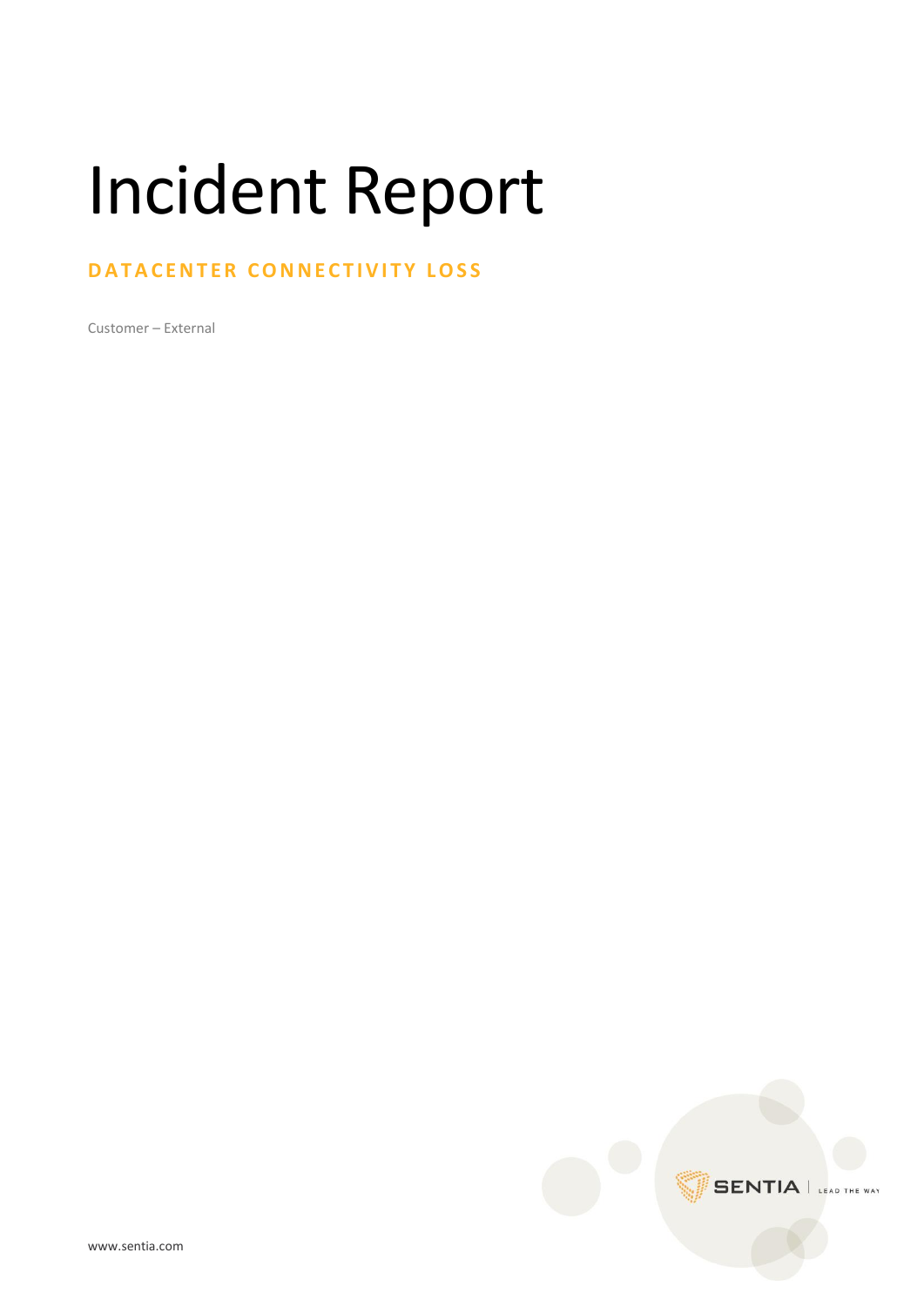# Incident Report

## DATACENTER CONNECTIVITY LOSS

Customer – External

www.sentia.com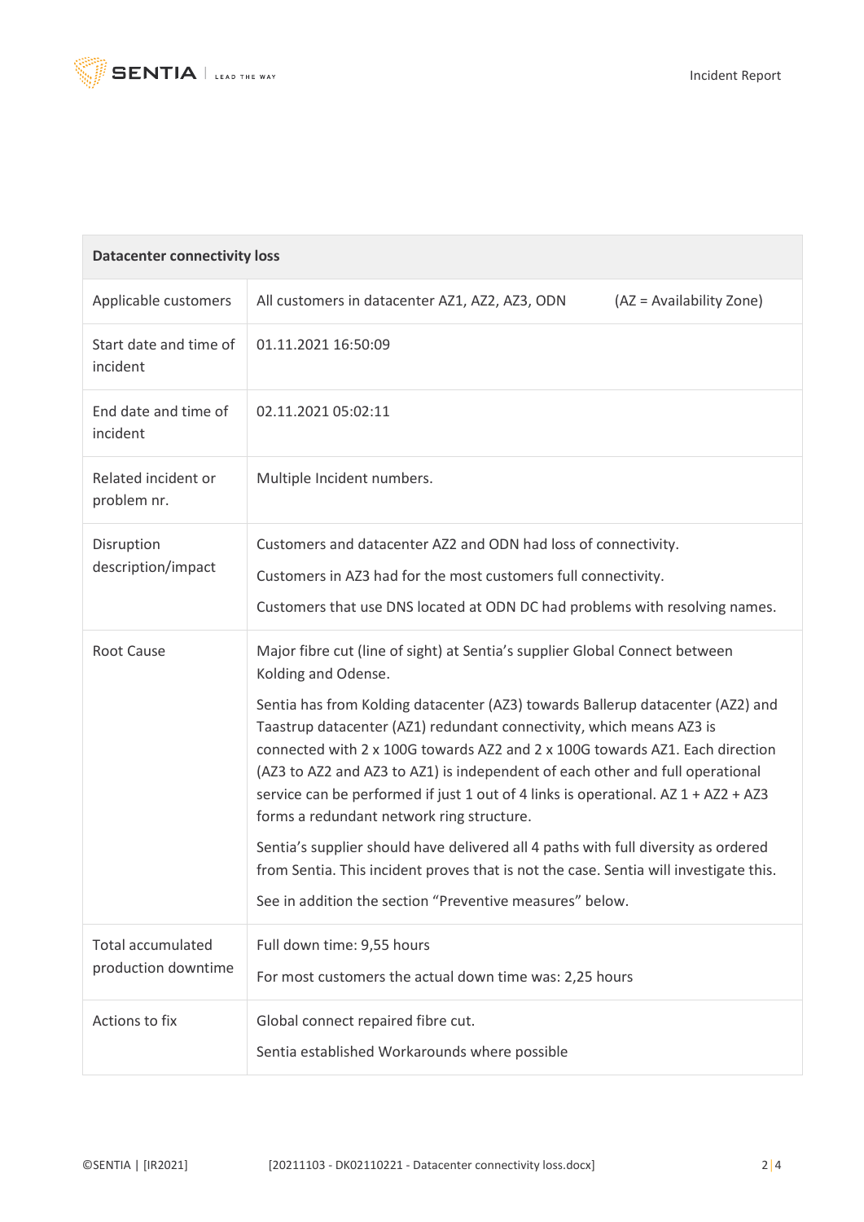| Datacenter connectivity loss | |
|---|---|
| Applicable customers | All customers in datacenter AZ1, AZ2, AZ3, ODN (AZ = Availability Zone) |
| Start date and time of incident | 01.11.2021 16:50:09 |
| End date and time of incident | 02.11.2021 05:02:11 |
| Related incident or problem nr. | Multiple Incident numbers. |
| Disruption description/impact | Customers and datacenter AZ2 and ODN had loss of connectivity.<br><br>Customers in AZ3 had for the most customers full connectivity.<br><br>Customers that use DNS located at ODN DC had problems with resolving names. |
| Root Cause | Major fibre cut (line of sight) at Sentia's supplier Global Connect between Kolding and Odense.<br><br>Sentia has from Kolding datacenter (AZ3) towards Ballerup datacenter (AZ2) and Taastrup datacenter (AZ1) redundant connectivity, which means AZ3 is connected with 2 x 100G towards AZ2 and 2 x 100G towards AZ1. Each direction (AZ3 to AZ2 and AZ3 to AZ1) is independent of each other and full operational service can be performed if just 1 out of 4 links is operational. AZ 1 + AZ2 + AZ3 forms a redundant network ring structure.<br><br>Sentia's supplier should have delivered all 4 paths with full diversity as ordered from Sentia. This incident proves that is not the case. Sentia will investigate this.<br><br>See in addition the section "Preventive measures" below. |
| Total accumulated production downtime | Full down time: 9,55 hours<br><br>For most customers the actual down time was: 2,25 hours |
| Actions to fix | Global connect repaired fibre cut.<br><br>Sentia established Workarounds where possible |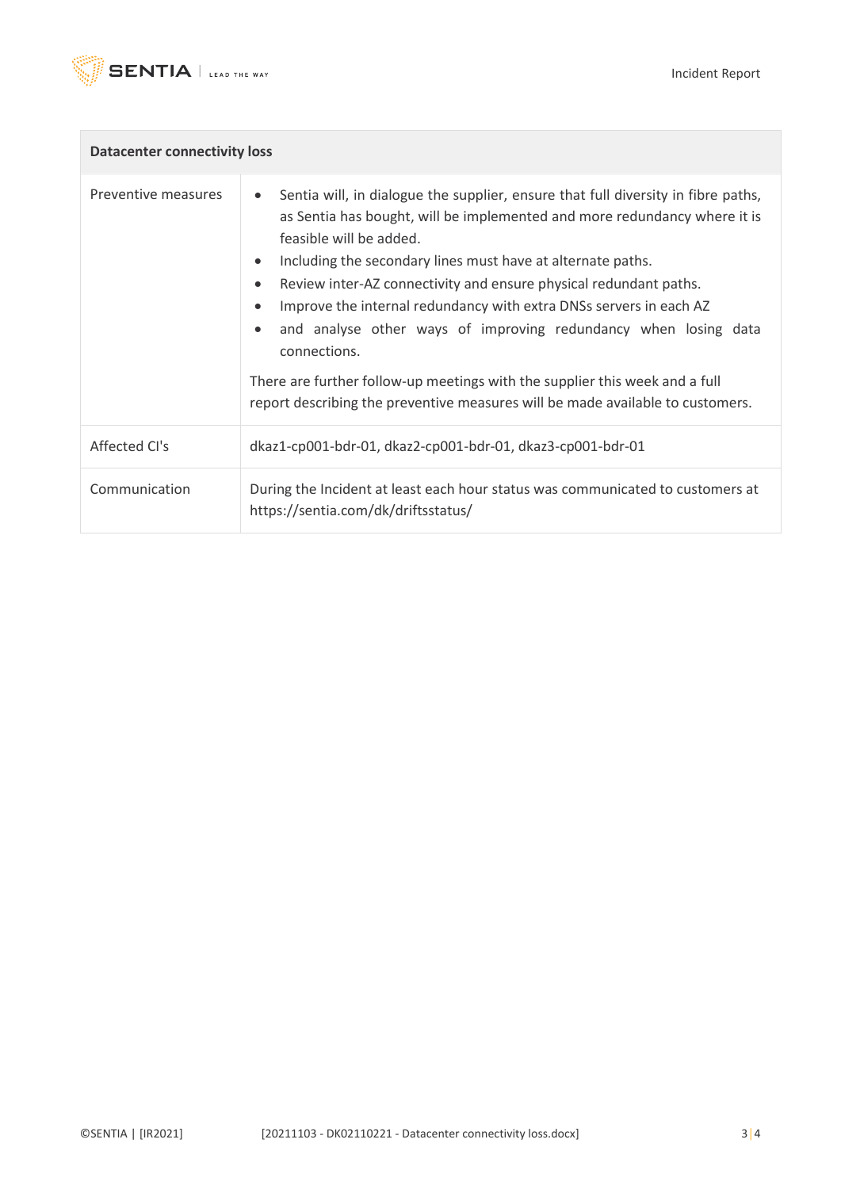| Datacenter connectivity loss | |
|---|---|
| Preventive measures | • Sentia will, in dialogue the supplier, ensure that full diversity in fibre paths, as Sentia has bought, will be implemented and more redundancy where it is feasible will be added.<br>• Including the secondary lines must have at alternate paths.<br>• Review inter-AZ connectivity and ensure physical redundant paths.<br>• Improve the internal redundancy with extra DNSs servers in each AZ<br>• and analyse other ways of improving redundancy when losing data connections.<br><br>There are further follow-up meetings with the supplier this week and a full report describing the preventive measures will be made available to customers. |
| Affected CI's | dkaz1-cp001-bdr-01, dkaz2-cp001-bdr-01, dkaz3-cp001-bdr-01 |
| Communication | During the Incident at least each hour status was communicated to customers at https://sentia.com/dk/driftsstatus/ |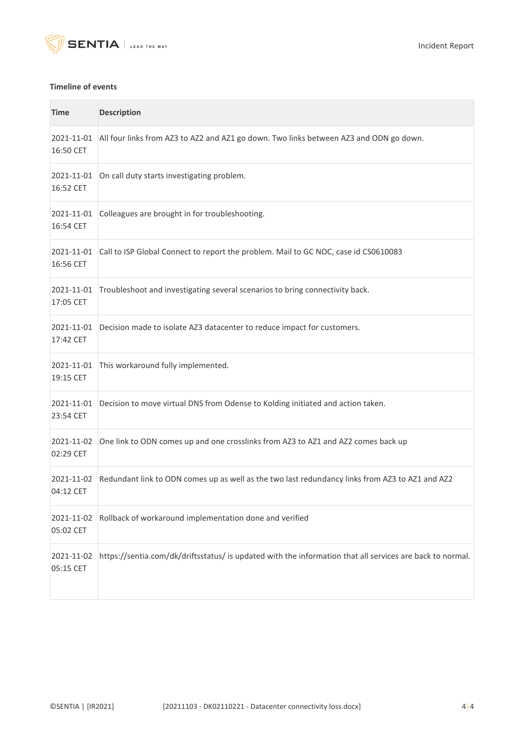**Timeline of events**

| Time | Description |
|---|---|
| 2021-11-01 16:50 CET | All four links from AZ3 to AZ2 and AZ1 go down. Two links between AZ3 and ODN go down. |
| 2021-11-01 16:52 CET | On call duty starts investigating problem. |
| 2021-11-01 16:54 CET | Colleagues are brought in for troubleshooting. |
| 2021-11-01 16:56 CET | Call to ISP Global Connect to report the problem. Mail to GC NOC, case id CS0610083 |
| 2021-11-01 17:05 CET | Troubleshoot and investigating several scenarios to bring connectivity back. |
| 2021-11-01 17:42 CET | Decision made to isolate AZ3 datacenter to reduce impact for customers. |
| 2021-11-01 19:15 CET | This workaround fully implemented. |
| 2021-11-01 23:54 CET | Decision to move virtual DNS from Odense to Kolding initiated and action taken. |
| 2021-11-02 02:29 CET | One link to ODN comes up and one crosslinks from AZ3 to AZ1 and AZ2 comes back up |
| 2021-11-02 04:12 CET | Redundant link to ODN comes up as well as the two last redundancy links from AZ3 to AZ1 and AZ2 |
| 2021-11-02 05:02 CET | Rollback of workaround implementation done and verified |
| 2021-11-02 05:15 CET | https://sentia.com/dk/driftsstatus/ is updated with the information that all services are back to normal. |